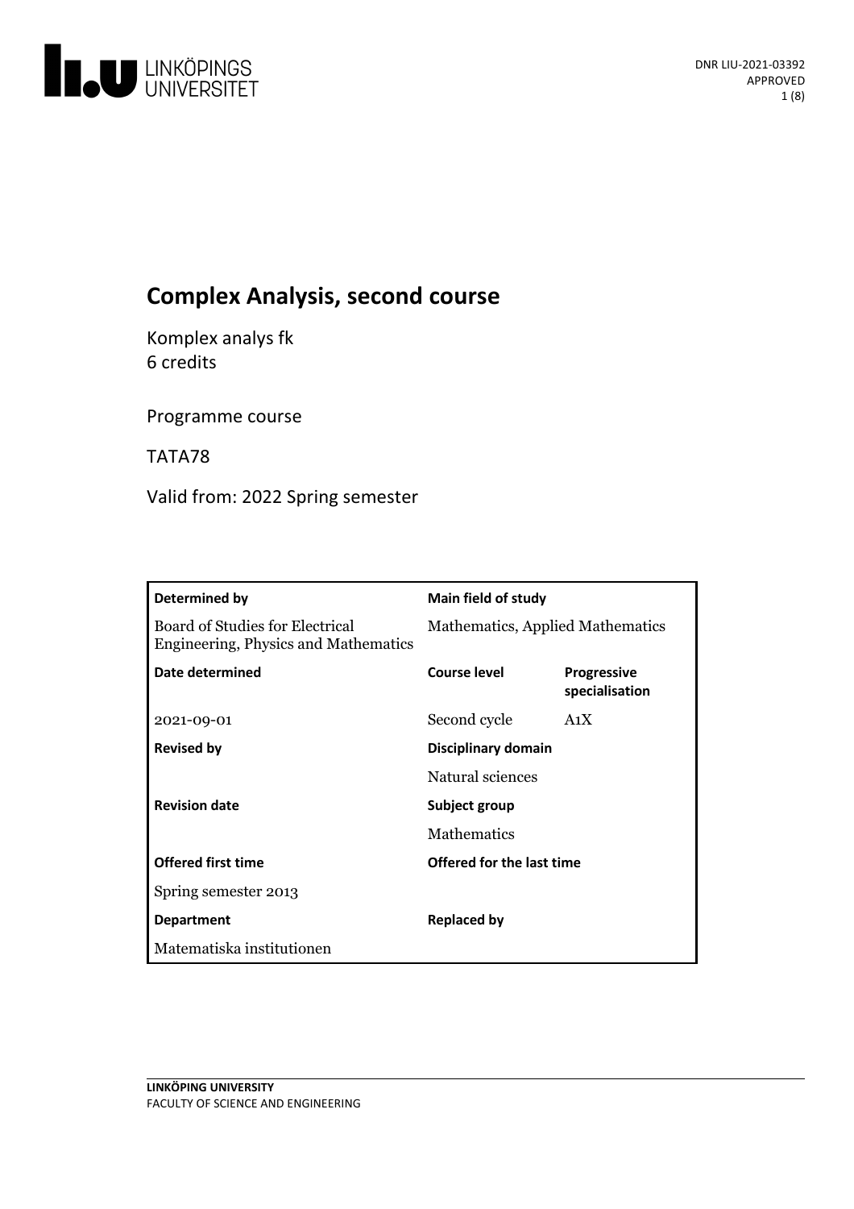# Complex Analysis, second course

Komplex analys fk
6 credits

Programme course

TATA78

Valid from: 2022 Spring semester

| Determined by | Main field of study | |
|---|---|---|
| Board of Studies for Electrical Engineering, Physics and Mathematics | Mathematics, Applied Mathematics | |
| **Date determined** | **Course level** | **Progressive specialisation** |
| 2021-09-01 | Second cycle | A1X |
| **Revised by** | **Disciplinary domain** | |
| | Natural sciences | |
| **Revision date** | **Subject group** | |
| | Mathematics | |
| **Offered first time** | **Offered for the last time** | |
| Spring semester 2013 | | |
| **Department** | **Replaced by** | |
| Matematiska institutionen | | |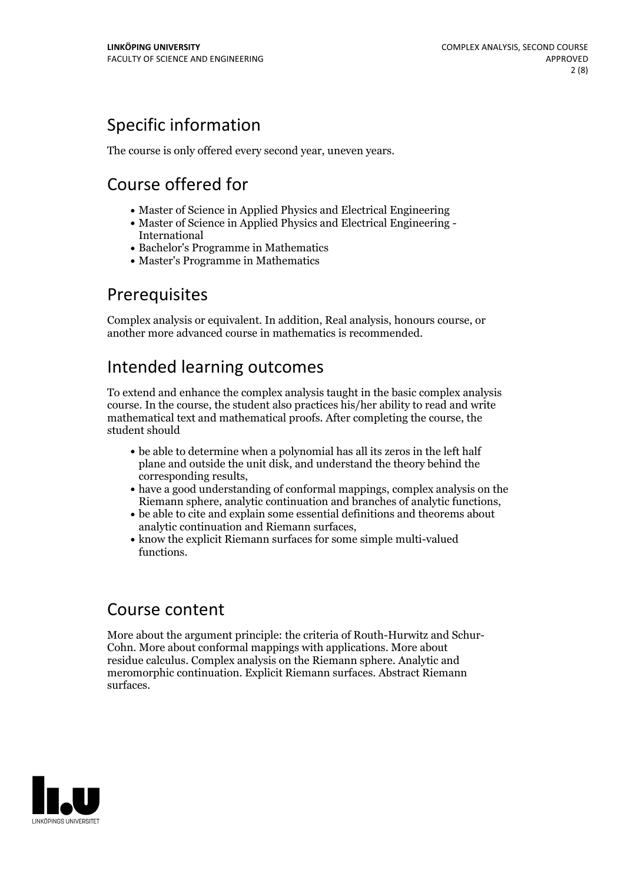## Specific information

The course is only offered every second year, uneven years.

## Course offered for

- Master of Science in Applied Physics and Electrical Engineering
- Master of Science in Applied Physics and Electrical Engineering - International
- Bachelor's Programme in Mathematics
- Master's Programme in Mathematics

## Prerequisites

Complex analysis or equivalent. In addition, Real analysis, honours course, or another more advanced course in mathematics is recommended.

## Intended learning outcomes

To extend and enhance the complex analysis taught in the basic complex analysis course. In the course, the student also practices his/her ability to read and write mathematical text and mathematical proofs. After completing the course, the student should

- be able to determine when a polynomial has all its zeros in the left half plane and outside the unit disk, and understand the theory behind the corresponding results,
- have a good understanding of conformal mappings, complex analysis on the Riemann sphere, analytic continuation and branches of analytic functions,
- be able to cite and explain some essential definitions and theorems about analytic continuation and Riemann surfaces,
- know the explicit Riemann surfaces for some simple multi-valued functions.

## Course content

More about the argument principle: the criteria of Routh-Hurwitz and Schur-Cohn. More about conformal mappings with applications. More about residue calculus. Complex analysis on the Riemann sphere. Analytic and meromorphic continuation. Explicit Riemann surfaces. Abstract Riemann surfaces.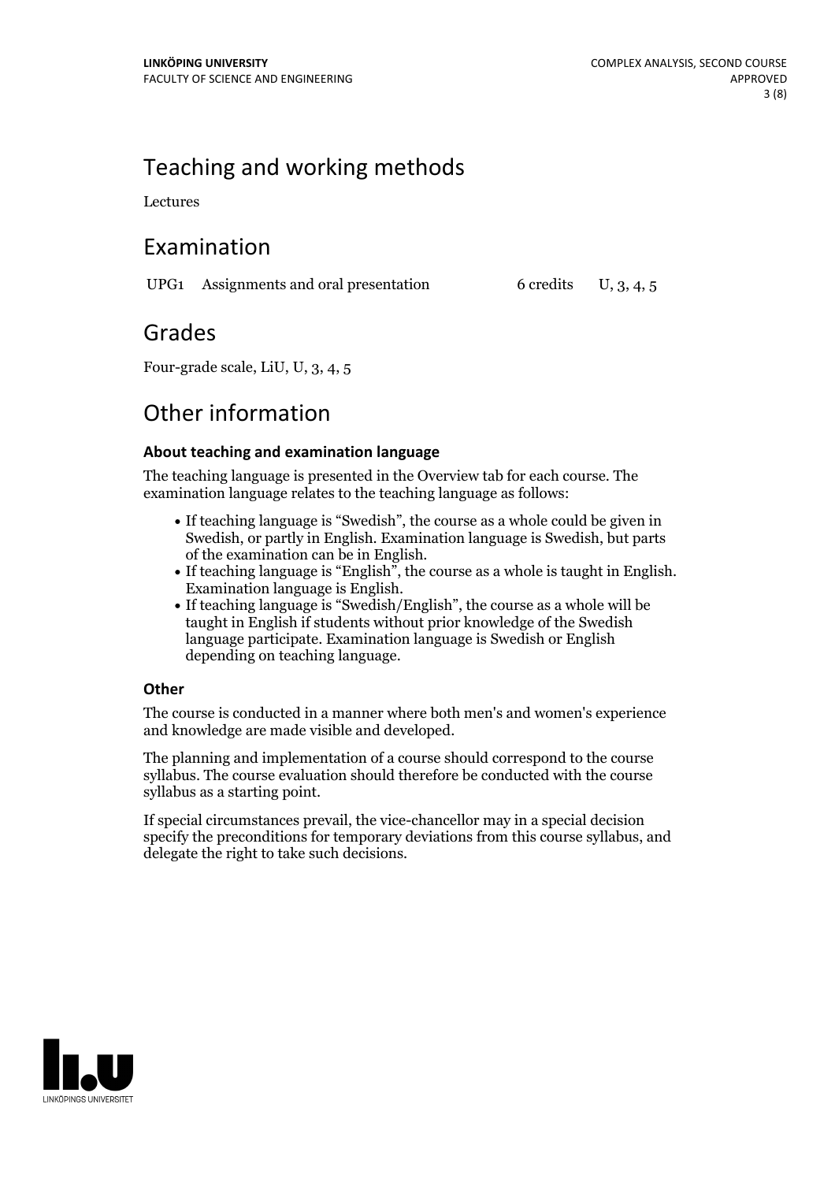## Teaching and working methods

Lectures

## Examination

| | | | |
|---|---|---|---|
| UPG1 | Assignments and oral presentation | 6 credits | U, 3, 4, 5 |

## Grades

Four-grade scale, LiU, U, 3, 4, 5

## Other information

### About teaching and examination language

The teaching language is presented in the Overview tab for each course. The examination language relates to the teaching language as follows:

- If teaching language is "Swedish", the course as a whole could be given in Swedish, or partly in English. Examination language is Swedish, but parts of the examination can be in English.
- If teaching language is "English", the course as a whole is taught in English. Examination language is English.
- If teaching language is "Swedish/English", the course as a whole will be taught in English if students without prior knowledge of the Swedish language participate. Examination language is Swedish or English depending on teaching language.

### Other

The course is conducted in a manner where both men's and women's experience and knowledge are made visible and developed.

The planning and implementation of a course should correspond to the course syllabus. The course evaluation should therefore be conducted with the course syllabus as a starting point.

If special circumstances prevail, the vice-chancellor may in a special decision specify the preconditions for temporary deviations from this course syllabus, and delegate the right to take such decisions.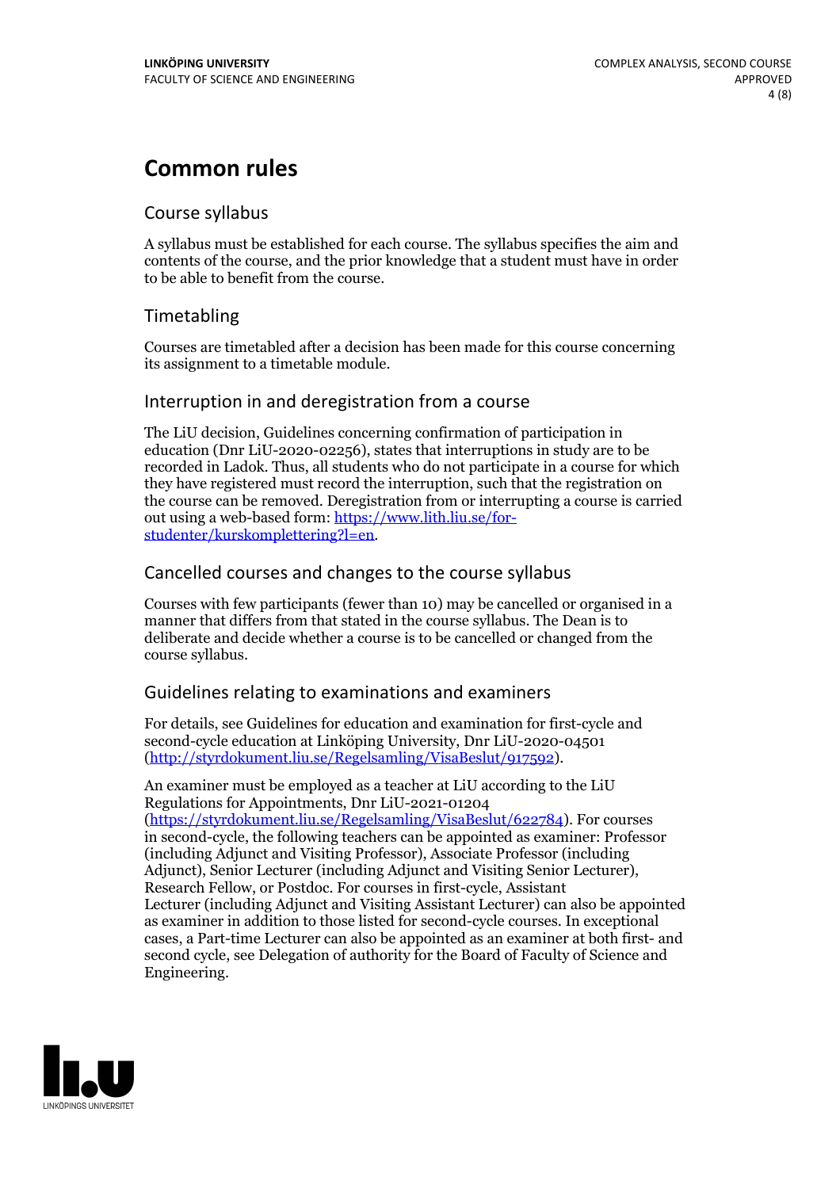# Common rules

## Course syllabus

A syllabus must be established for each course. The syllabus specifies the aim and contents of the course, and the prior knowledge that a student must have in order to be able to benefit from the course.

## Timetabling

Courses are timetabled after a decision has been made for this course concerning its assignment to a timetable module.

## Interruption in and deregistration from a course

The LiU decision, Guidelines concerning confirmation of participation in education (Dnr LiU-2020-02256), states that interruptions in study are to be recorded in Ladok. Thus, all students who do not participate in a course for which they have registered must record the interruption, such that the registration on the course can be removed. Deregistration from or interrupting a course is carried out using a web-based form: https://www.lith.liu.se/for-studenter/kurskomplettering?l=en.

## Cancelled courses and changes to the course syllabus

Courses with few participants (fewer than 10) may be cancelled or organised in a manner that differs from that stated in the course syllabus. The Dean is to deliberate and decide whether a course is to be cancelled or changed from the course syllabus.

## Guidelines relating to examinations and examiners

For details, see Guidelines for education and examination for first-cycle and second-cycle education at Linköping University, Dnr LiU-2020-04501 (http://styrdokument.liu.se/Regelsamling/VisaBeslut/917592).

An examiner must be employed as a teacher at LiU according to the LiU Regulations for Appointments, Dnr LiU-2021-01204 (https://styrdokument.liu.se/Regelsamling/VisaBeslut/622784). For courses in second-cycle, the following teachers can be appointed as examiner: Professor (including Adjunct and Visiting Professor), Associate Professor (including Adjunct), Senior Lecturer (including Adjunct and Visiting Senior Lecturer), Research Fellow, or Postdoc. For courses in first-cycle, Assistant Lecturer (including Adjunct and Visiting Assistant Lecturer) can also be appointed as examiner in addition to those listed for second-cycle courses. In exceptional cases, a Part-time Lecturer can also be appointed as an examiner at both first- and second cycle, see Delegation of authority for the Board of Faculty of Science and Engineering.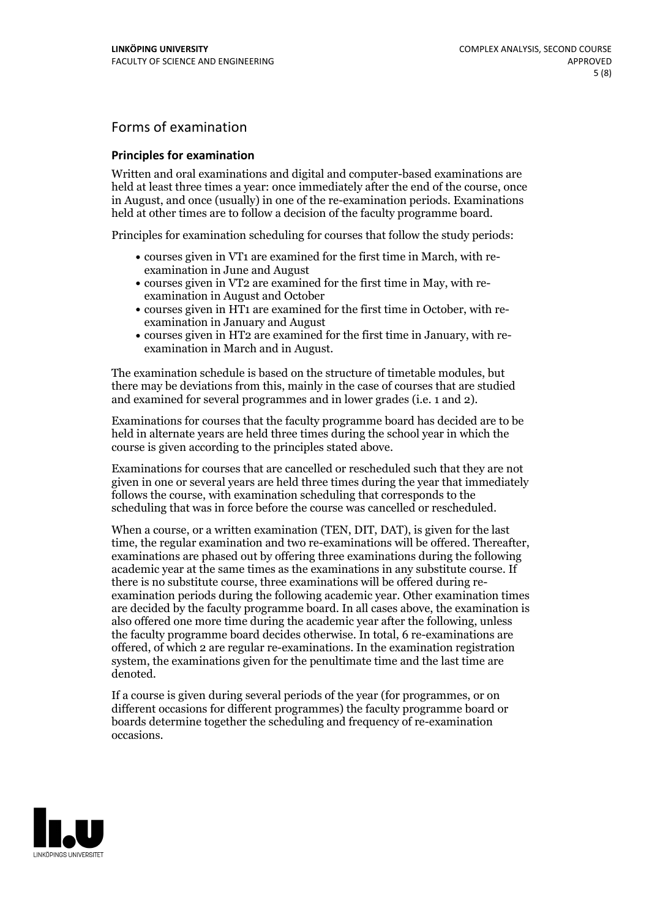## Forms of examination

### Principles for examination

Written and oral examinations and digital and computer-based examinations are held at least three times a year: once immediately after the end of the course, once in August, and once (usually) in one of the re-examination periods. Examinations held at other times are to follow a decision of the faculty programme board.

Principles for examination scheduling for courses that follow the study periods:

- courses given in VT1 are examined for the first time in March, with re-examination in June and August
- courses given in VT2 are examined for the first time in May, with re-examination in August and October
- courses given in HT1 are examined for the first time in October, with re-examination in January and August
- courses given in HT2 are examined for the first time in January, with re-examination in March and in August.

The examination schedule is based on the structure of timetable modules, but there may be deviations from this, mainly in the case of courses that are studied and examined for several programmes and in lower grades (i.e. 1 and 2).

Examinations for courses that the faculty programme board has decided are to be held in alternate years are held three times during the school year in which the course is given according to the principles stated above.

Examinations for courses that are cancelled or rescheduled such that they are not given in one or several years are held three times during the year that immediately follows the course, with examination scheduling that corresponds to the scheduling that was in force before the course was cancelled or rescheduled.

When a course, or a written examination (TEN, DIT, DAT), is given for the last time, the regular examination and two re-examinations will be offered. Thereafter, examinations are phased out by offering three examinations during the following academic year at the same times as the examinations in any substitute course. If there is no substitute course, three examinations will be offered during re-examination periods during the following academic year. Other examination times are decided by the faculty programme board. In all cases above, the examination is also offered one more time during the academic year after the following, unless the faculty programme board decides otherwise. In total, 6 re-examinations are offered, of which 2 are regular re-examinations. In the examination registration system, the examinations given for the penultimate time and the last time are denoted.

If a course is given during several periods of the year (for programmes, or on different occasions for different programmes) the faculty programme board or boards determine together the scheduling and frequency of re-examination occasions.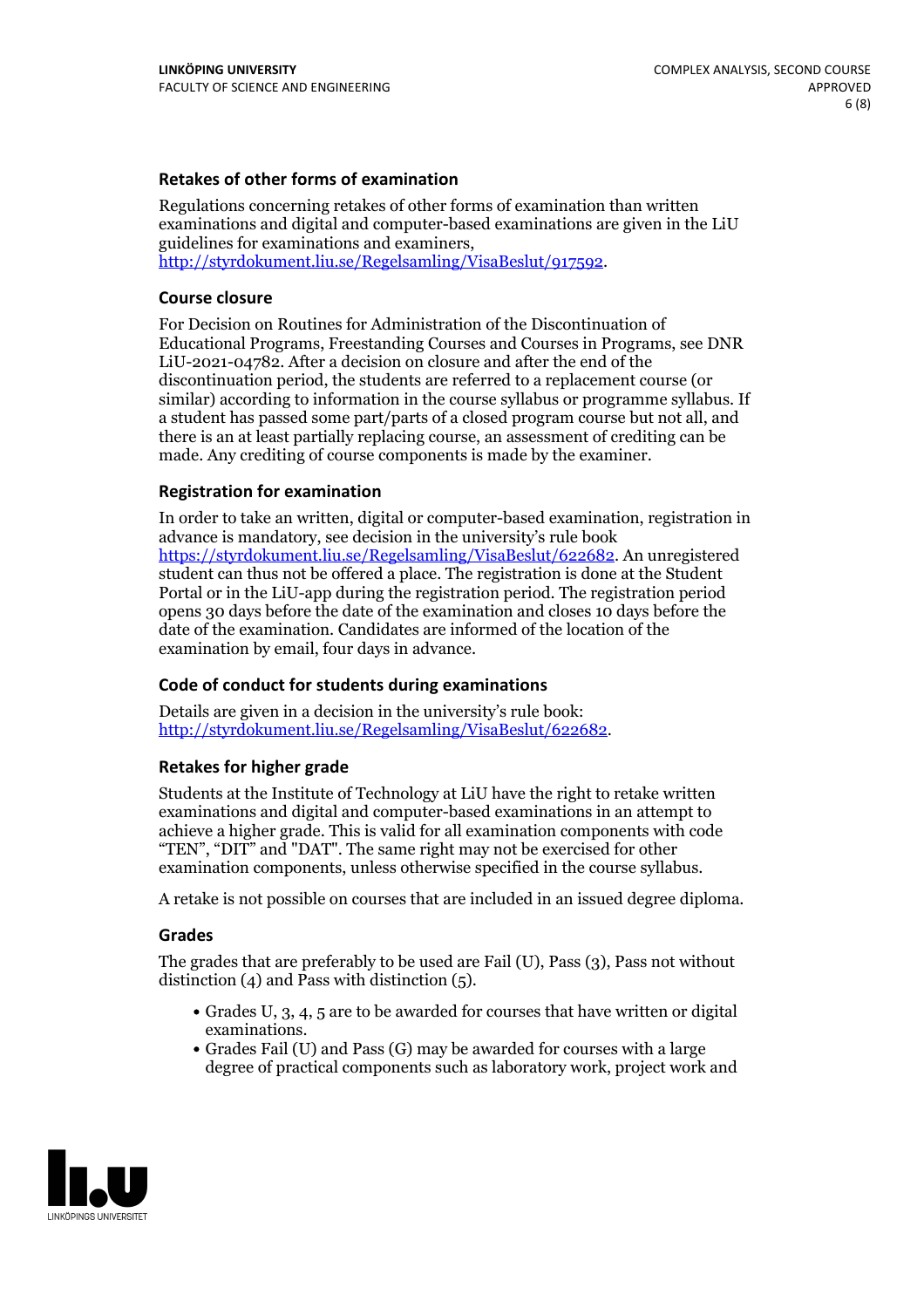### Retakes of other forms of examination

Regulations concerning retakes of other forms of examination than written examinations and digital and computer-based examinations are given in the LiU guidelines for examinations and examiners, http://styrdokument.liu.se/Regelsamling/VisaBeslut/917592.

### Course closure

For Decision on Routines for Administration of the Discontinuation of Educational Programs, Freestanding Courses and Courses in Programs, see DNR LiU-2021-04782. After a decision on closure and after the end of the discontinuation period, the students are referred to a replacement course (or similar) according to information in the course syllabus or programme syllabus. If a student has passed some part/parts of a closed program course but not all, and there is an at least partially replacing course, an assessment of crediting can be made. Any crediting of course components is made by the examiner.

### Registration for examination

In order to take an written, digital or computer-based examination, registration in advance is mandatory, see decision in the university's rule book https://styrdokument.liu.se/Regelsamling/VisaBeslut/622682. An unregistered student can thus not be offered a place. The registration is done at the Student Portal or in the LiU-app during the registration period. The registration period opens 30 days before the date of the examination and closes 10 days before the date of the examination. Candidates are informed of the location of the examination by email, four days in advance.

### Code of conduct for students during examinations

Details are given in a decision in the university's rule book: http://styrdokument.liu.se/Regelsamling/VisaBeslut/622682.

### Retakes for higher grade

Students at the Institute of Technology at LiU have the right to retake written examinations and digital and computer-based examinations in an attempt to achieve a higher grade. This is valid for all examination components with code "TEN", "DIT" and "DAT". The same right may not be exercised for other examination components, unless otherwise specified in the course syllabus.

A retake is not possible on courses that are included in an issued degree diploma.

### Grades

The grades that are preferably to be used are Fail (U), Pass (3), Pass not without distinction (4) and Pass with distinction (5).

- Grades U, 3, 4, 5 are to be awarded for courses that have written or digital examinations.
- Grades Fail (U) and Pass (G) may be awarded for courses with a large degree of practical components such as laboratory work, project work and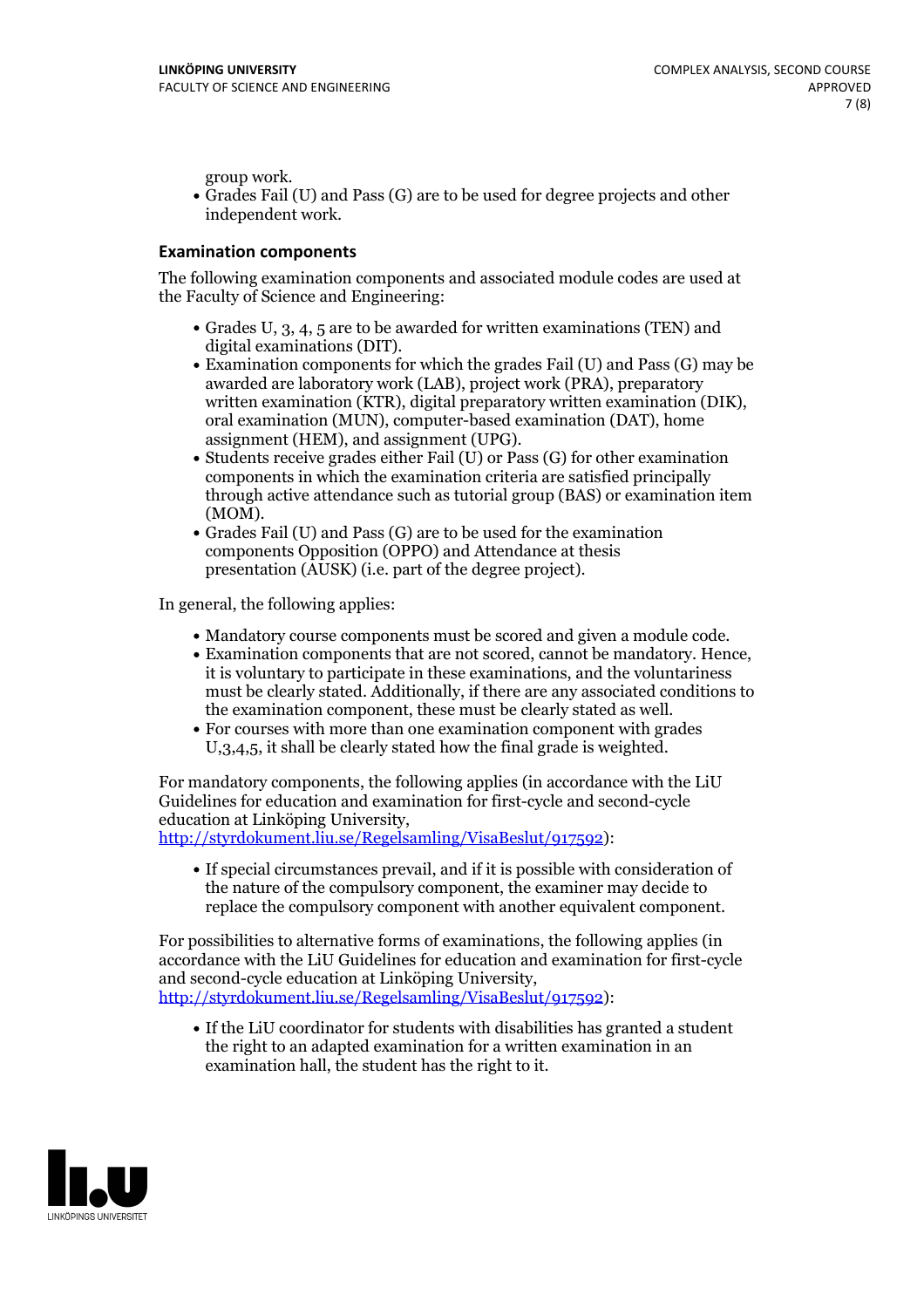group work.

- Grades Fail (U) and Pass (G) are to be used for degree projects and other independent work.

### Examination components

The following examination components and associated module codes are used at the Faculty of Science and Engineering:

- Grades U, 3, 4, 5 are to be awarded for written examinations (TEN) and digital examinations (DIT).
- Examination components for which the grades Fail (U) and Pass (G) may be awarded are laboratory work (LAB), project work (PRA), preparatory written examination (KTR), digital preparatory written examination (DIK), oral examination (MUN), computer-based examination (DAT), home assignment (HEM), and assignment (UPG).
- Students receive grades either Fail (U) or Pass (G) for other examination components in which the examination criteria are satisfied principally through active attendance such as tutorial group (BAS) or examination item (MOM).
- Grades Fail (U) and Pass (G) are to be used for the examination components Opposition (OPPO) and Attendance at thesis presentation (AUSK) (i.e. part of the degree project).

In general, the following applies:

- Mandatory course components must be scored and given a module code.
- Examination components that are not scored, cannot be mandatory. Hence, it is voluntary to participate in these examinations, and the voluntariness must be clearly stated. Additionally, if there are any associated conditions to the examination component, these must be clearly stated as well.
- For courses with more than one examination component with grades U,3,4,5, it shall be clearly stated how the final grade is weighted.

For mandatory components, the following applies (in accordance with the LiU Guidelines for education and examination for first-cycle and second-cycle education at Linköping University, http://styrdokument.liu.se/Regelsamling/VisaBeslut/917592):

- If special circumstances prevail, and if it is possible with consideration of the nature of the compulsory component, the examiner may decide to replace the compulsory component with another equivalent component.

For possibilities to alternative forms of examinations, the following applies (in accordance with the LiU Guidelines for education and examination for first-cycle and second-cycle education at Linköping University, http://styrdokument.liu.se/Regelsamling/VisaBeslut/917592):

- If the LiU coordinator for students with disabilities has granted a student the right to an adapted examination for a written examination in an examination hall, the student has the right to it.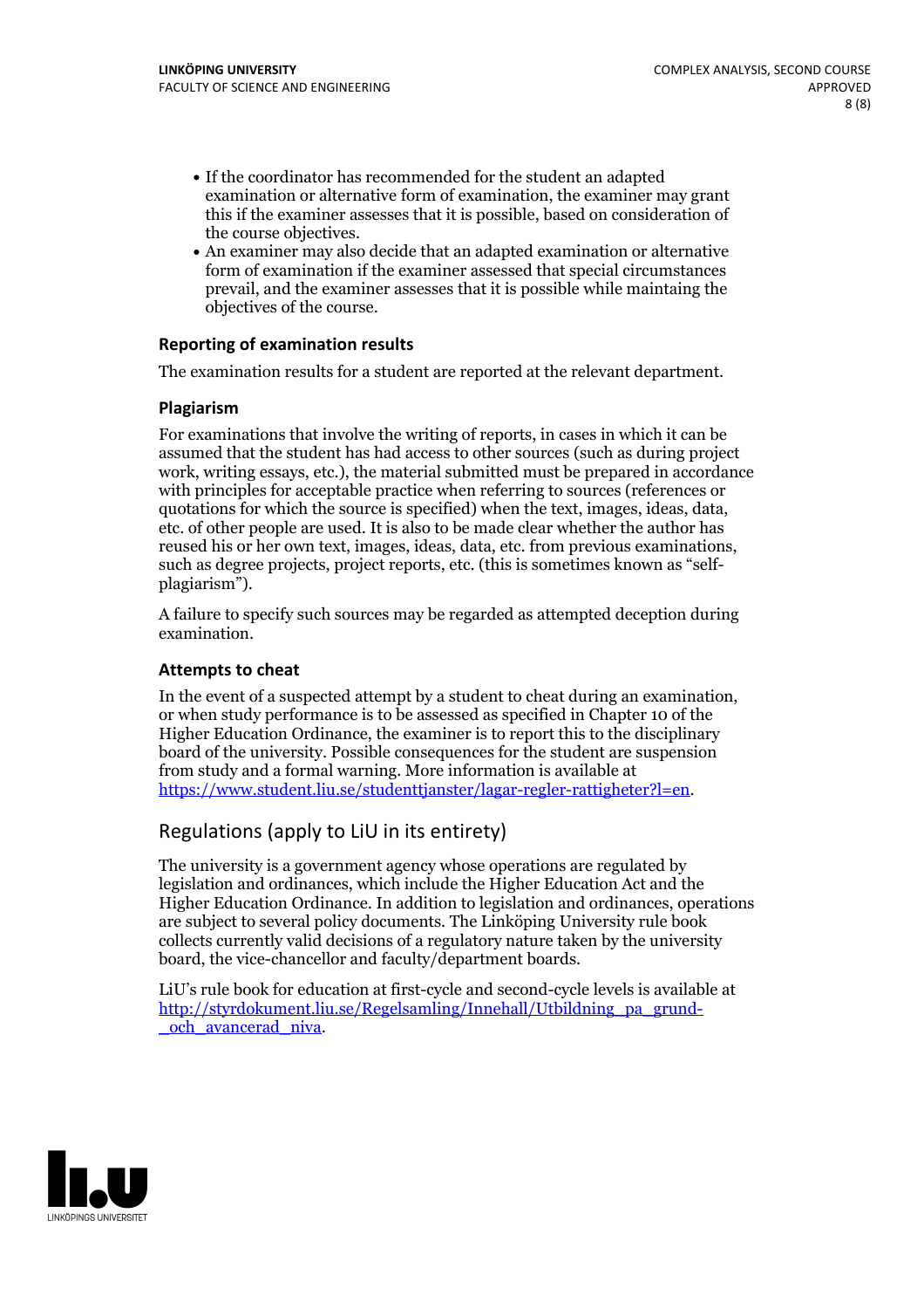- If the coordinator has recommended for the student an adapted examination or alternative form of examination, the examiner may grant this if the examiner assesses that it is possible, based on consideration of the course objectives.
- An examiner may also decide that an adapted examination or alternative form of examination if the examiner assessed that special circumstances prevail, and the examiner assesses that it is possible while maintaing the objectives of the course.

### Reporting of examination results

The examination results for a student are reported at the relevant department.

### Plagiarism

For examinations that involve the writing of reports, in cases in which it can be assumed that the student has had access to other sources (such as during project work, writing essays, etc.), the material submitted must be prepared in accordance with principles for acceptable practice when referring to sources (references or quotations for which the source is specified) when the text, images, ideas, data, etc. of other people are used. It is also to be made clear whether the author has reused his or her own text, images, ideas, data, etc. from previous examinations, such as degree projects, project reports, etc. (this is sometimes known as "self-plagiarism").

A failure to specify such sources may be regarded as attempted deception during examination.

### Attempts to cheat

In the event of a suspected attempt by a student to cheat during an examination, or when study performance is to be assessed as specified in Chapter 10 of the Higher Education Ordinance, the examiner is to report this to the disciplinary board of the university. Possible consequences for the student are suspension from study and a formal warning. More information is available at https://www.student.liu.se/studenttjanster/lagar-regler-rattigheter?l=en.

## Regulations (apply to LiU in its entirety)

The university is a government agency whose operations are regulated by legislation and ordinances, which include the Higher Education Act and the Higher Education Ordinance. In addition to legislation and ordinances, operations are subject to several policy documents. The Linköping University rule book collects currently valid decisions of a regulatory nature taken by the university board, the vice-chancellor and faculty/department boards.

LiU's rule book for education at first-cycle and second-cycle levels is available at http://styrdokument.liu.se/Regelsamling/Innehall/Utbildning_pa_grund-_och_avancerad_niva.